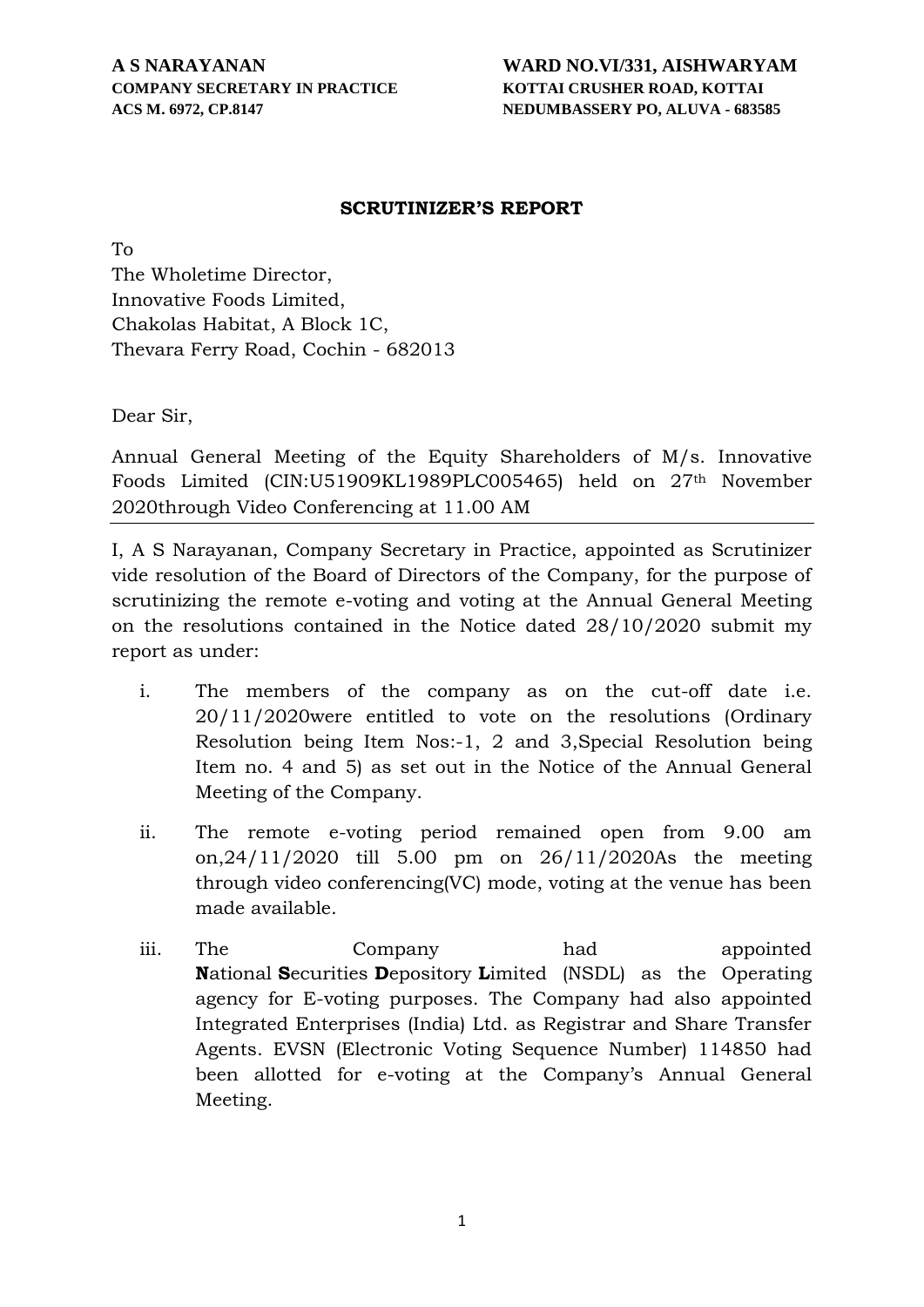**A S NARAYANAN**
**COMPANY SECRETARY IN PRACTICE**
**ACS M. 6972, CP.8147**

**WARD NO.VI/331, AISHWARYAM**
**KOTTAI CRUSHER ROAD, KOTTAI**
**NEDUMBASSERY PO, ALUVA - 683585**

## SCRUTINIZER'S REPORT

To
The Wholetime Director,
Innovative Foods Limited,
Chakolas Habitat, A Block 1C,
Thevara Ferry Road, Cochin - 682013

Dear Sir,

Annual General Meeting of the Equity Shareholders of M/s. Innovative Foods Limited (CIN:U51909KL1989PLC005465) held on 27th November 2020through Video Conferencing at 11.00 AM

---

I, A S Narayanan, Company Secretary in Practice, appointed as Scrutinizer vide resolution of the Board of Directors of the Company, for the purpose of scrutinizing the remote e-voting and voting at the Annual General Meeting on the resolutions contained in the Notice dated 28/10/2020 submit my report as under:

i. The members of the company as on the cut-off date i.e. 20/11/2020were entitled to vote on the resolutions (Ordinary Resolution being Item Nos:-1, 2 and 3,Special Resolution being Item no. 4 and 5) as set out in the Notice of the Annual General Meeting of the Company.

ii. The remote e-voting period remained open from 9.00 am on,24/11/2020 till 5.00 pm on 26/11/2020As the meeting through video conferencing(VC) mode, voting at the venue has been made available.

iii. The Company had appointed **N**ational **S**ecurities **D**epository **L**imited (NSDL) as the Operating agency for E-voting purposes. The Company had also appointed Integrated Enterprises (India) Ltd. as Registrar and Share Transfer Agents. EVSN (Electronic Voting Sequence Number) 114850 had been allotted for e-voting at the Company's Annual General Meeting.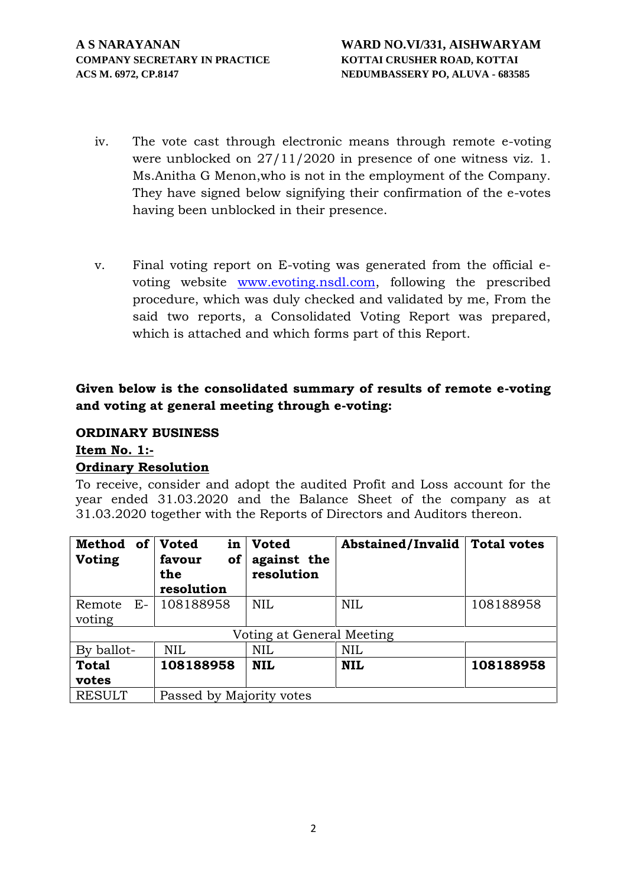iv. The vote cast through electronic means through remote e-voting were unblocked on 27/11/2020 in presence of one witness viz. 1. Ms.Anitha G Menon,who is not in the employment of the Company. They have signed below signifying their confirmation of the e-votes having been unblocked in their presence.

v. Final voting report on E-voting was generated from the official e-voting website www.evoting.nsdl.com, following the prescribed procedure, which was duly checked and validated by me, From the said two reports, a Consolidated Voting Report was prepared, which is attached and which forms part of this Report.

**Given below is the consolidated summary of results of remote e-voting and voting at general meeting through e-voting:**

**ORDINARY BUSINESS**

**Item No. 1:-**

**Ordinary Resolution**

To receive, consider and adopt the audited Profit and Loss account for the year ended 31.03.2020 and the Balance Sheet of the company as at 31.03.2020 together with the Reports of Directors and Auditors thereon.

| Method of Voting | Voted in favour of the resolution | Voted against the resolution | Abstained/Invalid | Total votes |
|---|---|---|---|---|
| Remote E-voting | 108188958 | NIL | NIL | 108188958 |
| Voting at General Meeting | | | | |
| By ballot- | NIL | NIL | NIL | |
| **Total votes** | **108188958** | **NIL** | **NIL** | **108188958** |
| RESULT | Passed by Majority votes | | | |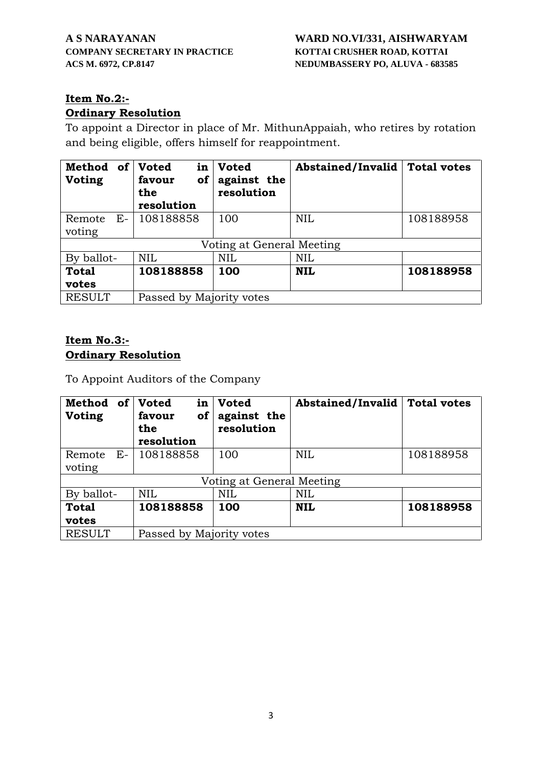**A S NARAYANAN**
**COMPANY SECRETARY IN PRACTICE**
**ACS M. 6972, CP.8147**

**WARD NO.VI/331, AISHWARYAM**
**KOTTAI CRUSHER ROAD, KOTTAI**
**NEDUMBASSERY PO, ALUVA - 683585**

**Item No.2:-**
**Ordinary Resolution**

To appoint a Director in place of Mr. MithunAppaiah, who retires by rotation and being eligible, offers himself for reappointment.

| Method of Voting | Voted in favour of the resolution | Voted against the resolution | Abstained/Invalid | Total votes |
|---|---|---|---|---|
| Remote E-voting | 108188858 | 100 | NIL | 108188958 |
| Voting at General Meeting | | | | |
| By ballot- | NIL | NIL | NIL | |
| **Total votes** | **108188858** | **100** | **NIL** | **108188958** |
| RESULT | Passed by Majority votes | | | |

**Item No.3:-**
**Ordinary Resolution**

To Appoint Auditors of the Company

| Method of Voting | Voted in favour of the resolution | Voted against the resolution | Abstained/Invalid | Total votes |
|---|---|---|---|---|
| Remote E-voting | 108188858 | 100 | NIL | 108188958 |
| Voting at General Meeting | | | | |
| By ballot- | NIL | NIL | NIL | |
| **Total votes** | **108188858** | **100** | **NIL** | **108188958** |
| RESULT | Passed by Majority votes | | | |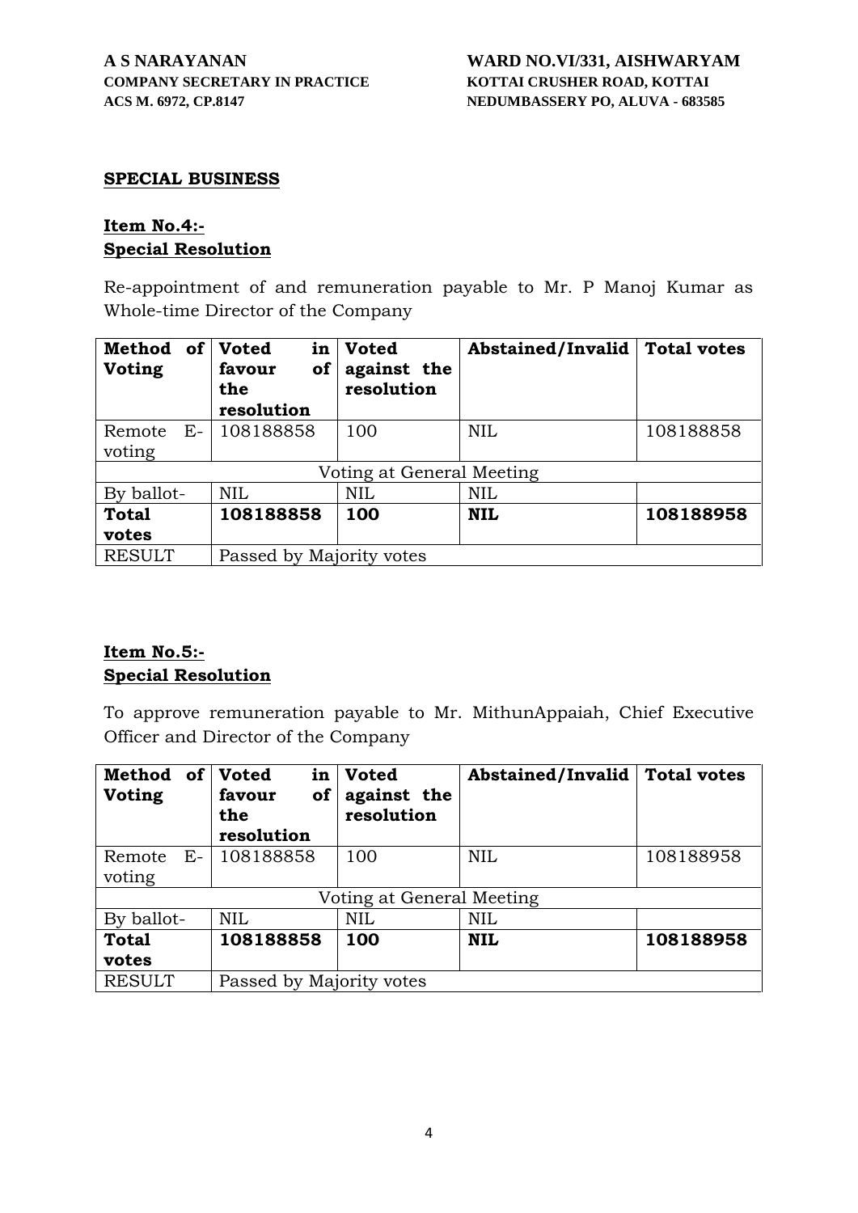**A S NARAYANAN**
**COMPANY SECRETARY IN PRACTICE**
**ACS M. 6972, CP.8147**

**WARD NO.VI/331, AISHWARYAM**
**KOTTAI CRUSHER ROAD, KOTTAI**
**NEDUMBASSERY PO, ALUVA - 683585**

**SPECIAL BUSINESS**

**Item No.4:-**
**Special Resolution**

Re-appointment of and remuneration payable to Mr. P Manoj Kumar as Whole-time Director of the Company

| **Method of Voting** | **Voted in favour of the resolution** | **Voted against the resolution** | **Abstained/Invalid** | **Total votes** |
|---|---|---|---|---|
| Remote E-voting | 108188858 | 100 | NIL | 108188858 |
| Voting at General Meeting | | | | |
| By ballot- | NIL | NIL | NIL | |
| **Total votes** | **108188858** | **100** | **NIL** | **108188958** |
| RESULT | Passed by Majority votes | | | |

**Item No.5:-**
**Special Resolution**

To approve remuneration payable to Mr. MithunAppaiah, Chief Executive Officer and Director of the Company

| **Method of Voting** | **Voted in favour of the resolution** | **Voted against the resolution** | **Abstained/Invalid** | **Total votes** |
|---|---|---|---|---|
| Remote E-voting | 108188858 | 100 | NIL | 108188958 |
| Voting at General Meeting | | | | |
| By ballot- | NIL | NIL | NIL | |
| **Total votes** | **108188858** | **100** | **NIL** | **108188958** |
| RESULT | Passed by Majority votes | | | |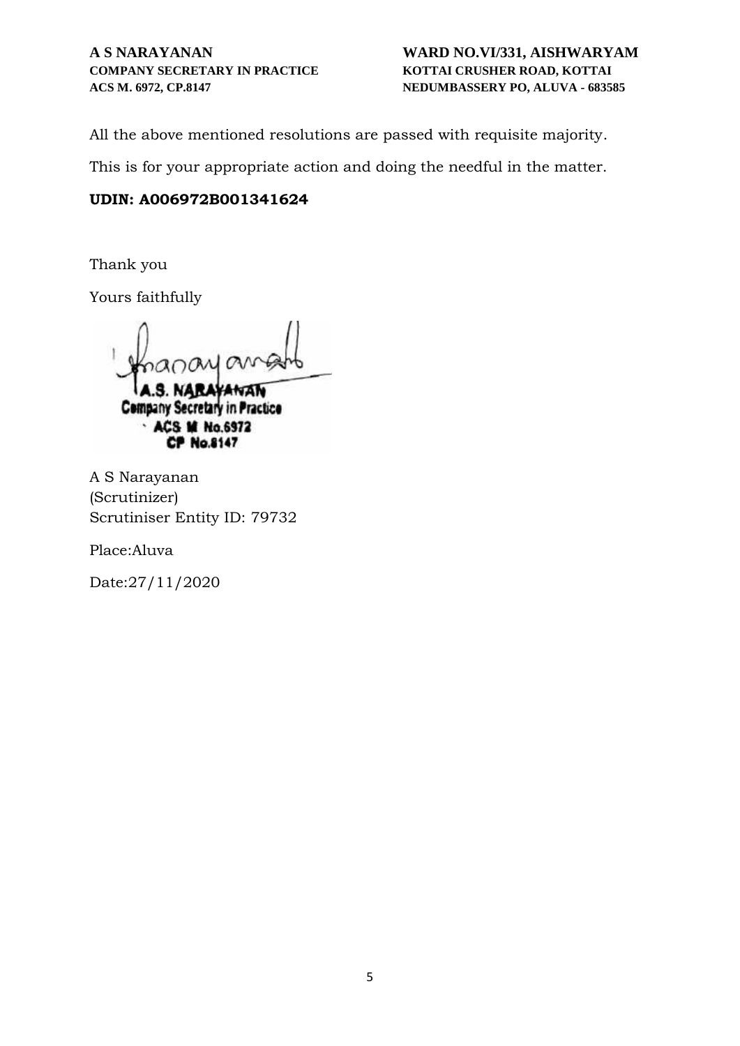**A S NARAYANAN**
**COMPANY SECRETARY IN PRACTICE**
**ACS M. 6972, CP.8147**

**WARD NO.VI/331, AISHWARYAM**
**KOTTAI CRUSHER ROAD, KOTTAI**
**NEDUMBASSERY PO, ALUVA - 683585**

All the above mentioned resolutions are passed with requisite majority.

This is for your appropriate action and doing the needful in the matter.

**UDIN: A006972B001341624**

Thank you

Yours faithfully

A.S. NARAYANAN
Company Secretary in Practice
ACS M No.6972
CP No.8147

A S Narayanan
(Scrutinizer)
Scrutiniser Entity ID: 79732

Place:Aluva

Date:27/11/2020